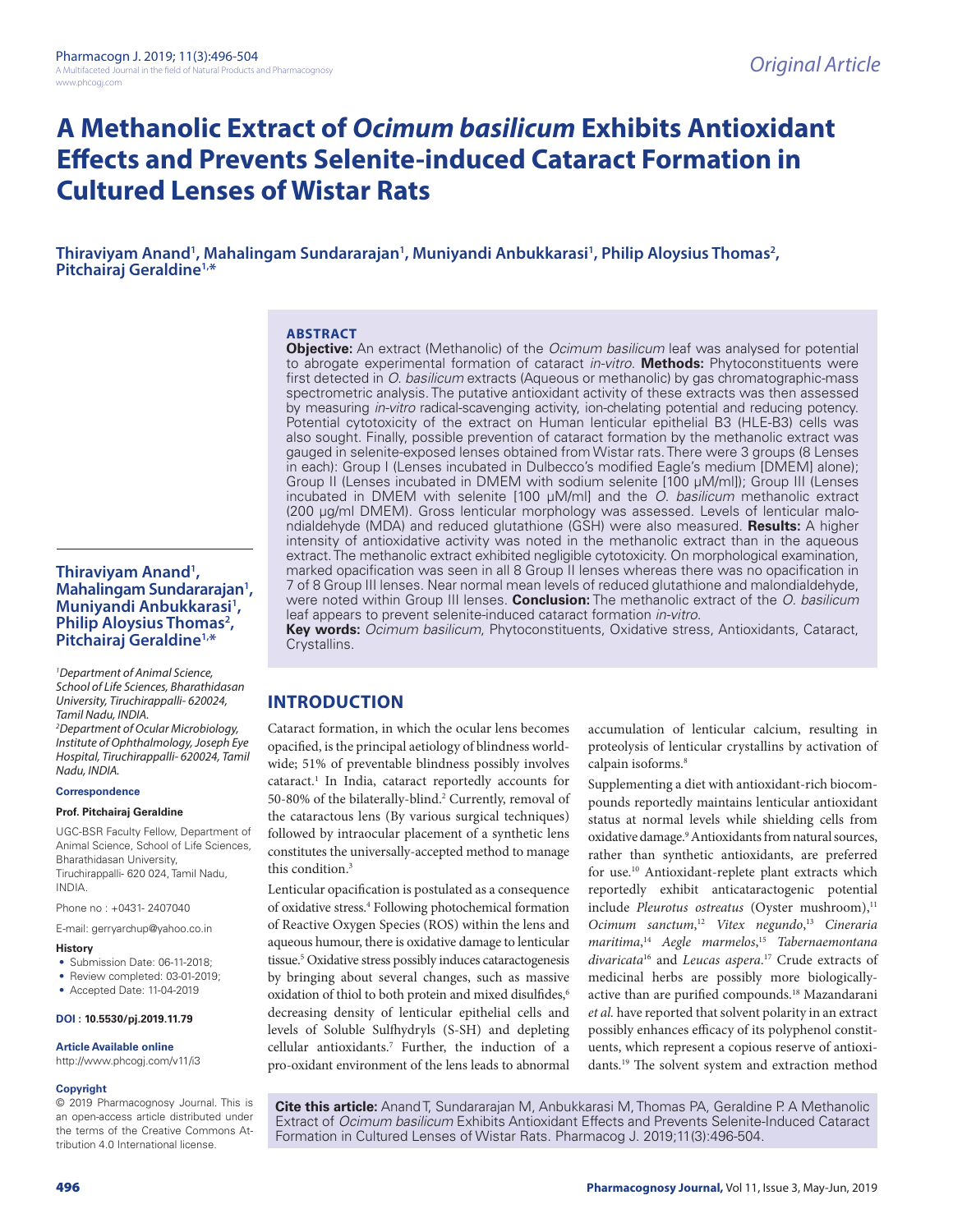# A Methanolic Extract of *Ocimum basilicum* Exhibits Antioxidant Effects and Prevents Selenite-induced Cataract Formation in Cultured Lenses of Wistar Rats

**Thiraviyam Anand[1], Mahalingam Sundararajan[1], Muniyandi Anbukkarasi[1], Philip Aloysius Thomas[2], Pitchairaj Geraldine[1,*]**

## ABSTRACT

**Objective:** An extract (Methanolic) of the *Ocimum basilicum* leaf was analysed for potential to abrogate experimental formation of cataract *in-vitro*. **Methods:** Phytoconstituents were first detected in *O. basilicum* extracts (Aqueous or methanolic) by gas chromatographic-mass spectrometric analysis. The putative antioxidant activity of these extracts was then assessed by measuring *in-vitro* radical-scavenging activity, ion-chelating potential and reducing potency. Potential cytotoxicity of the extract on Human lenticular epithelial B3 (HLE-B3) cells was also sought. Finally, possible prevention of cataract formation by the methanolic extract was gauged in selenite-exposed lenses obtained from Wistar rats. There were 3 groups (8 Lenses in each): Group I (Lenses incubated in Dulbecco's modified Eagle's medium [DMEM] alone); Group II (Lenses incubated in DMEM with sodium selenite [100 μM/ml]); Group III (Lenses incubated in DMEM with selenite [100 μM/ml] and the *O. basilicum* methanolic extract (200 μg/ml DMEM). Gross lenticular morphology was assessed. Levels of lenticular malondialdehyde (MDA) and reduced glutathione (GSH) were also measured. **Results:** A higher intensity of antioxidative activity was noted in the methanolic extract than in the aqueous extract. The methanolic extract exhibited negligible cytotoxicity. On morphological examination, marked opacification was seen in all 8 Group II lenses whereas there was no opacification in 7 of 8 Group III lenses. Near normal mean levels of reduced glutathione and malondialdehyde, were noted within Group III lenses. **Conclusion:** The methanolic extract of the *O. basilicum* leaf appears to prevent selenite-induced cataract formation *in-vitro*.

**Key words:** *Ocimum basilicum*, Phytoconstituents, Oxidative stress, Antioxidants, Cataract, Crystallins.

**Thiraviyam Anand[1], Mahalingam Sundararajan[1], Muniyandi Anbukkarasi[1], Philip Aloysius Thomas[2], Pitchairaj Geraldine[1,*]**

[1]*Department of Animal Science, School of Life Sciences, Bharathidasan University, Tiruchirappalli- 620024, Tamil Nadu, INDIA.*

[2]*Department of Ocular Microbiology, Institute of Ophthalmology, Joseph Eye Hospital, Tiruchirappalli- 620024, Tamil Nadu, INDIA.*

**Correspondence**

**Prof. Pitchairaj Geraldine**

UGC-BSR Faculty Fellow, Department of Animal Science, School of Life Sciences, Bharathidasan University, Tiruchirappalli- 620 024, Tamil Nadu, INDIA.

Phone no : +0431- 2407040

E-mail: gerryarchup@yahoo.co.in

**History**

- Submission Date: 06-11-2018;
- Review completed: 03-01-2019;
- Accepted Date: 11-04-2019

**DOI : 10.5530/pj.2019.11.79**

**Article Available online**

http://www.phcogj.com/v11/i3

**Copyright**

© 2019 Pharmacognosy Journal. This is an open-access article distributed under the terms of the Creative Commons Attribution 4.0 International license.

## INTRODUCTION

Cataract formation, in which the ocular lens becomes opacified, is the principal aetiology of blindness worldwide; 51% of preventable blindness possibly involves cataract.[1] In India, cataract reportedly accounts for 50-80% of the bilaterally-blind.[2] Currently, removal of the cataractous lens (By various surgical techniques) followed by intraocular placement of a synthetic lens constitutes the universally-accepted method to manage this condition.[3]

Lenticular opacification is postulated as a consequence of oxidative stress.[4] Following photochemical formation of Reactive Oxygen Species (ROS) within the lens and aqueous humour, there is oxidative damage to lenticular tissue.[5] Oxidative stress possibly induces cataractogenesis by bringing about several changes, such as massive oxidation of thiol to both protein and mixed disulfides,[6] decreasing density of lenticular epithelial cells and levels of Soluble Sulfhydryls (S-SH) and depleting cellular antioxidants.[7] Further, the induction of a pro-oxidant environment of the lens leads to abnormal accumulation of lenticular calcium, resulting in proteolysis of lenticular crystallins by activation of calpain isoforms.[8]

Supplementing a diet with antioxidant-rich biocompounds reportedly maintains lenticular antioxidant status at normal levels while shielding cells from oxidative damage.[9] Antioxidants from natural sources, rather than synthetic antioxidants, are preferred for use.[10] Antioxidant-replete plant extracts which reportedly exhibit anticataractogenic potential include *Pleurotus ostreatus* (Oyster mushroom),[11] *Ocimum sanctum*,[12] *Vitex negundo*,[13] *Cineraria maritima*,[14] *Aegle marmelos*,[15] *Tabernaemontana divaricata*[16] and *Leucas aspera*.[17] Crude extracts of medicinal herbs are possibly more biologically-active than are purified compounds.[18] Mazandarani *et al.* have reported that solvent polarity in an extract possibly enhances efficacy of its polyphenol constituents, which represent a copious reserve of antioxidants.[19] The solvent system and extraction method

**Cite this article:** Anand T, Sundararajan M, Anbukkarasi M, Thomas PA, Geraldine P. A Methanolic Extract of *Ocimum basilicum* Exhibits Antioxidant Effects and Prevents Selenite-Induced Cataract Formation in Cultured Lenses of Wistar Rats. Pharmacog J. 2019;11(3):496-504.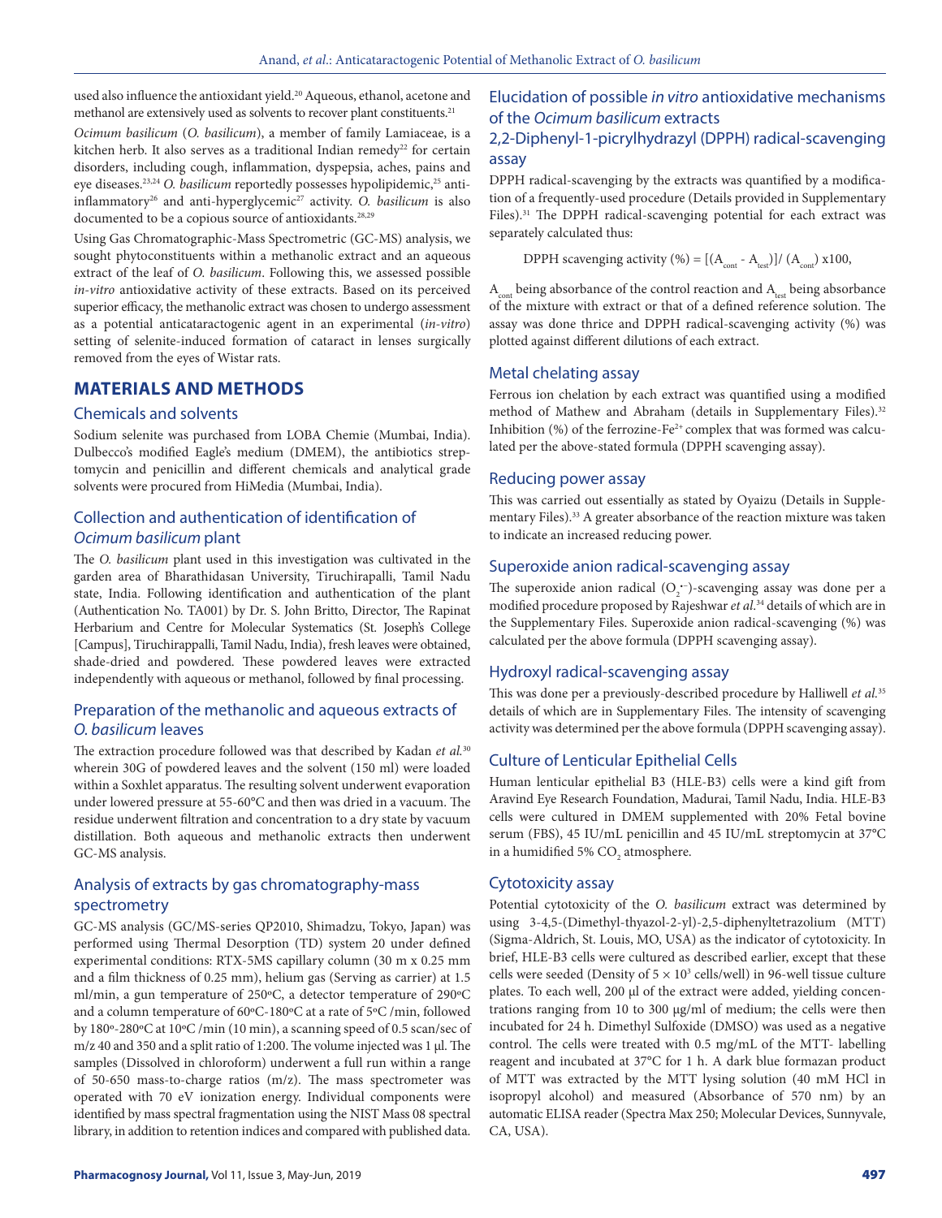used also influence the antioxidant yield.[20] Aqueous, ethanol, acetone and methanol are extensively used as solvents to recover plant constituents.[21]

*Ocimum basilicum* (*O. basilicum*), a member of family Lamiaceae, is a kitchen herb. It also serves as a traditional Indian remedy[22] for certain disorders, including cough, inflammation, dyspepsia, aches, pains and eye diseases.[23,24] *O. basilicum* reportedly possesses hypolipidemic,[25] anti-inflammatory[26] and anti-hyperglycemic[27] activity. *O. basilicum* is also documented to be a copious source of antioxidants.[28,29]

Using Gas Chromatographic-Mass Spectrometric (GC-MS) analysis, we sought phytoconstituents within a methanolic extract and an aqueous extract of the leaf of *O. basilicum*. Following this, we assessed possible *in-vitro* antioxidative activity of these extracts. Based on its perceived superior efficacy, the methanolic extract was chosen to undergo assessment as a potential anticataractogenic agent in an experimental (*in-vitro*) setting of selenite-induced formation of cataract in lenses surgically removed from the eyes of Wistar rats.

## MATERIALS AND METHODS

### Chemicals and solvents

Sodium selenite was purchased from LOBA Chemie (Mumbai, India). Dulbecco's modified Eagle's medium (DMEM), the antibiotics streptomycin and penicillin and different chemicals and analytical grade solvents were procured from HiMedia (Mumbai, India).

### Collection and authentication of identification of *Ocimum basilicum* plant

The *O. basilicum* plant used in this investigation was cultivated in the garden area of Bharathidasan University, Tiruchirapalli, Tamil Nadu state, India. Following identification and authentication of the plant (Authentication No. TA001) by Dr. S. John Britto, Director, The Rapinat Herbarium and Centre for Molecular Systematics (St. Joseph's College [Campus], Tiruchirappalli, Tamil Nadu, India), fresh leaves were obtained, shade-dried and powdered. These powdered leaves were extracted independently with aqueous or methanol, followed by final processing.

### Preparation of the methanolic and aqueous extracts of *O. basilicum* leaves

The extraction procedure followed was that described by Kadan *et al.*[30] wherein 30G of powdered leaves and the solvent (150 ml) were loaded within a Soxhlet apparatus. The resulting solvent underwent evaporation under lowered pressure at 55-60°C and then was dried in a vacuum. The residue underwent filtration and concentration to a dry state by vacuum distillation. Both aqueous and methanolic extracts then underwent GC-MS analysis.

### Analysis of extracts by gas chromatography-mass spectrometry

GC-MS analysis (GC/MS-series QP2010, Shimadzu, Tokyo, Japan) was performed using Thermal Desorption (TD) system 20 under defined experimental conditions: RTX-5MS capillary column (30 m x 0.25 mm and a film thickness of 0.25 mm), helium gas (Serving as carrier) at 1.5 ml/min, a gun temperature of 250ºC, a detector temperature of 290ºC and a column temperature of 60ºC-180ºC at a rate of 5ºC /min, followed by 180º-280ºC at 10ºC /min (10 min), a scanning speed of 0.5 scan/sec of m/z 40 and 350 and a split ratio of 1:200. The volume injected was 1 µl. The samples (Dissolved in chloroform) underwent a full run within a range of 50-650 mass-to-charge ratios (m/z). The mass spectrometer was operated with 70 eV ionization energy. Individual components were identified by mass spectral fragmentation using the NIST Mass 08 spectral library, in addition to retention indices and compared with published data.

### Elucidation of possible *in vitro* antioxidative mechanisms of the *Ocimum basilicum* extracts

### 2,2-Diphenyl-1-picrylhydrazyl (DPPH) radical-scavenging assay

DPPH radical-scavenging by the extracts was quantified by a modification of a frequently-used procedure (Details provided in Supplementary Files).[31] The DPPH radical-scavenging potential for each extract was separately calculated thus:

$$\text{DPPH scavenging activity (\%)} = [(A_{cont} - A_{test})]/ (A_{cont}) \times 100,$$

$A_{cont}$ being absorbance of the control reaction and $A_{test}$ being absorbance of the mixture with extract or that of a defined reference solution. The assay was done thrice and DPPH radical-scavenging activity (%) was plotted against different dilutions of each extract.

### Metal chelating assay

Ferrous ion chelation by each extract was quantified using a modified method of Mathew and Abraham (details in Supplementary Files).[32] Inhibition (%) of the ferrozine-$Fe^{2+}$ complex that was formed was calculated per the above-stated formula (DPPH scavenging assay).

### Reducing power assay

This was carried out essentially as stated by Oyaizu (Details in Supplementary Files).[33] A greater absorbance of the reaction mixture was taken to indicate an increased reducing power.

### Superoxide anion radical-scavenging assay

The superoxide anion radical ($O_2^{\bullet-}$)-scavenging assay was done per a modified procedure proposed by Rajeshwar *et al.*[34] details of which are in the Supplementary Files. Superoxide anion radical-scavenging (%) was calculated per the above formula (DPPH scavenging assay).

### Hydroxyl radical-scavenging assay

This was done per a previously-described procedure by Halliwell *et al.*[35] details of which are in Supplementary Files. The intensity of scavenging activity was determined per the above formula (DPPH scavenging assay).

### Culture of Lenticular Epithelial Cells

Human lenticular epithelial B3 (HLE-B3) cells were a kind gift from Aravind Eye Research Foundation, Madurai, Tamil Nadu, India. HLE-B3 cells were cultured in DMEM supplemented with 20% Fetal bovine serum (FBS), 45 IU/mL penicillin and 45 IU/mL streptomycin at 37°C in a humidified 5% $CO_2$ atmosphere.

### Cytotoxicity assay

Potential cytotoxicity of the *O. basilicum* extract was determined by using 3-4,5-(Dimethyl-thyazol-2-yl)-2,5-diphenyltetrazolium (MTT) (Sigma-Aldrich, St. Louis, MO, USA) as the indicator of cytotoxicity. In brief, HLE-B3 cells were cultured as described earlier, except that these cells were seeded (Density of $5 \times 10^3$ cells/well) in 96-well tissue culture plates. To each well, 200 µl of the extract were added, yielding concentrations ranging from 10 to 300 µg/ml of medium; the cells were then incubated for 24 h. Dimethyl Sulfoxide (DMSO) was used as a negative control. The cells were treated with 0.5 mg/mL of the MTT- labelling reagent and incubated at 37°C for 1 h. A dark blue formazan product of MTT was extracted by the MTT lysing solution (40 mM HCl in isopropyl alcohol) and measured (Absorbance of 570 nm) by an automatic ELISA reader (Spectra Max 250; Molecular Devices, Sunnyvale, CA, USA).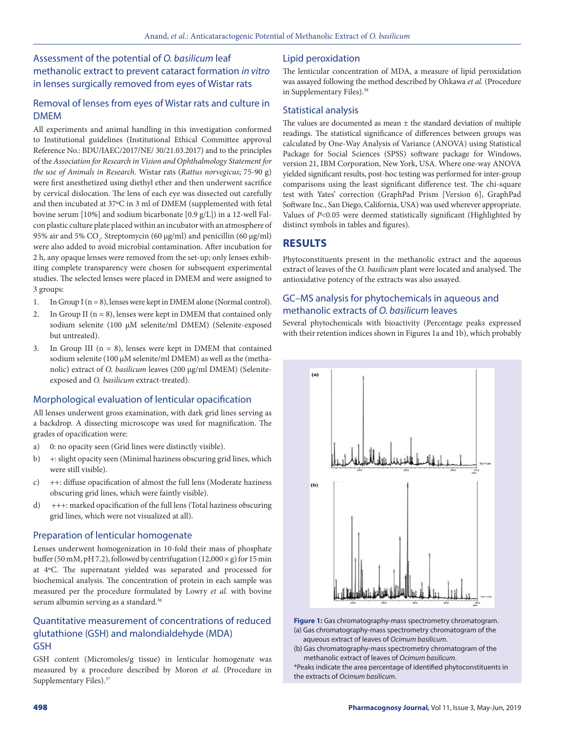## Assessment of the potential of *O. basilicum* leaf methanolic extract to prevent cataract formation *in vitro* in lenses surgically removed from eyes of Wistar rats

### Removal of lenses from eyes of Wistar rats and culture in DMEM

All experiments and animal handling in this investigation conformed to Institutional guidelines (Institutional Ethical Committee approval Reference No.: BDU/IAEC/2017/NE/ 30/21.03.2017) and to the principles of the *Association for Research in Vision and Ophthalmology Statement for the use of Animals in Research*. Wistar rats (*Rattus norvegicus*; 75-90 g) were first anesthetized using diethyl ether and then underwent sacrifice by cervical dislocation. The lens of each eye was dissected out carefully and then incubated at 37°C in 3 ml of DMEM (supplemented with fetal bovine serum [10%] and sodium bicarbonate [0.9 g/L]) in a 12-well Falcon plastic culture plate placed within an incubator with an atmosphere of 95% air and 5% $CO_2$. Streptomycin (60 µg/ml) and penicillin (60 µg/ml) were also added to avoid microbial contamination. After incubation for 2 h, any opaque lenses were removed from the set-up; only lenses exhibiting complete transparency were chosen for subsequent experimental studies. The selected lenses were placed in DMEM and were assigned to 3 groups:

1. In Group I (n = 8), lenses were kept in DMEM alone (Normal control).
2. In Group II (n = 8), lenses were kept in DMEM that contained only sodium selenite (100 µM selenite/ml DMEM) (Selenite-exposed but untreated).
3. In Group III (n = 8), lenses were kept in DMEM that contained sodium selenite (100 µM selenite/ml DMEM) as well as the (methanolic) extract of *O. basilicum* leaves (200 µg/ml DMEM) (Selenite-exposed and *O. basilicum* extract-treated).

### Morphological evaluation of lenticular opacification

All lenses underwent gross examination, with dark grid lines serving as a backdrop. A dissecting microscope was used for magnification. The grades of opacification were:

a) 0: no opacity seen (Grid lines were distinctly visible).
b) +: slight opacity seen (Minimal haziness obscuring grid lines, which were still visible).
c) ++: diffuse opacification of almost the full lens (Moderate haziness obscuring grid lines, which were faintly visible).
d) +++: marked opacification of the full lens (Total haziness obscuring grid lines, which were not visualized at all).

### Preparation of lenticular homogenate

Lenses underwent homogenization in 10-fold their mass of phosphate buffer (50 mM, pH 7.2), followed by centrifugation (12,000 × g) for 15 min at 4°C. The supernatant yielded was separated and processed for biochemical analysis. The concentration of protein in each sample was measured per the procedure formulated by Lowry *et al.* with bovine serum albumin serving as a standard.[36]

### Quantitative measurement of concentrations of reduced glutathione (GSH) and malondialdehyde (MDA)

### GSH

GSH content (Micromoles/g tissue) in lenticular homogenate was measured by a procedure described by Moron *et al.* (Procedure in Supplementary Files).[37]

### Lipid peroxidation

The lenticular concentration of MDA, a measure of lipid peroxidation was assayed following the method described by Ohkawa *et al.* (Procedure in Supplementary Files).[38]

### Statistical analysis

The values are documented as mean ± the standard deviation of multiple readings. The statistical significance of differences between groups was calculated by One-Way Analysis of Variance (ANOVA) using Statistical Package for Social Sciences (SPSS) software package for Windows, version 21, IBM Corporation, New York, USA. Where one-way ANOVA yielded significant results, post-hoc testing was performed for inter-group comparisons using the least significant difference test. The chi-square test with Yates' correction (GraphPad Prism [Version 6], GraphPad Software Inc., San Diego, California, USA) was used wherever appropriate. Values of $P<0.05$ were deemed statistically significant (Highlighted by distinct symbols in tables and figures).

## RESULTS

Phytoconstituents present in the methanolic extract and the aqueous extract of leaves of the *O. basilicum* plant were located and analysed. The antioxidative potency of the extracts was also assayed.

### GC–MS analysis for phytochemicals in aqueous and methanolic extracts of *O. basilicum* leaves

Several phytochemicals with bioactivity (Percentage peaks expressed with their retention indices shown in Figures 1a and 1b), which probably

**Figure 1:** Gas chromatography-mass spectrometry chromatogram.
(a) Gas chromatography-mass spectrometry chromatogram of the aqueous extract of leaves of *Ocimum basilicum*.
(b) Gas chromatography-mass spectrometry chromatogram of the methanolic extract of leaves of *Ocimum basilicum*.
*Peaks indicate the area percentage of identified phytoconstituents in the extracts of *Ocimum basilicum*.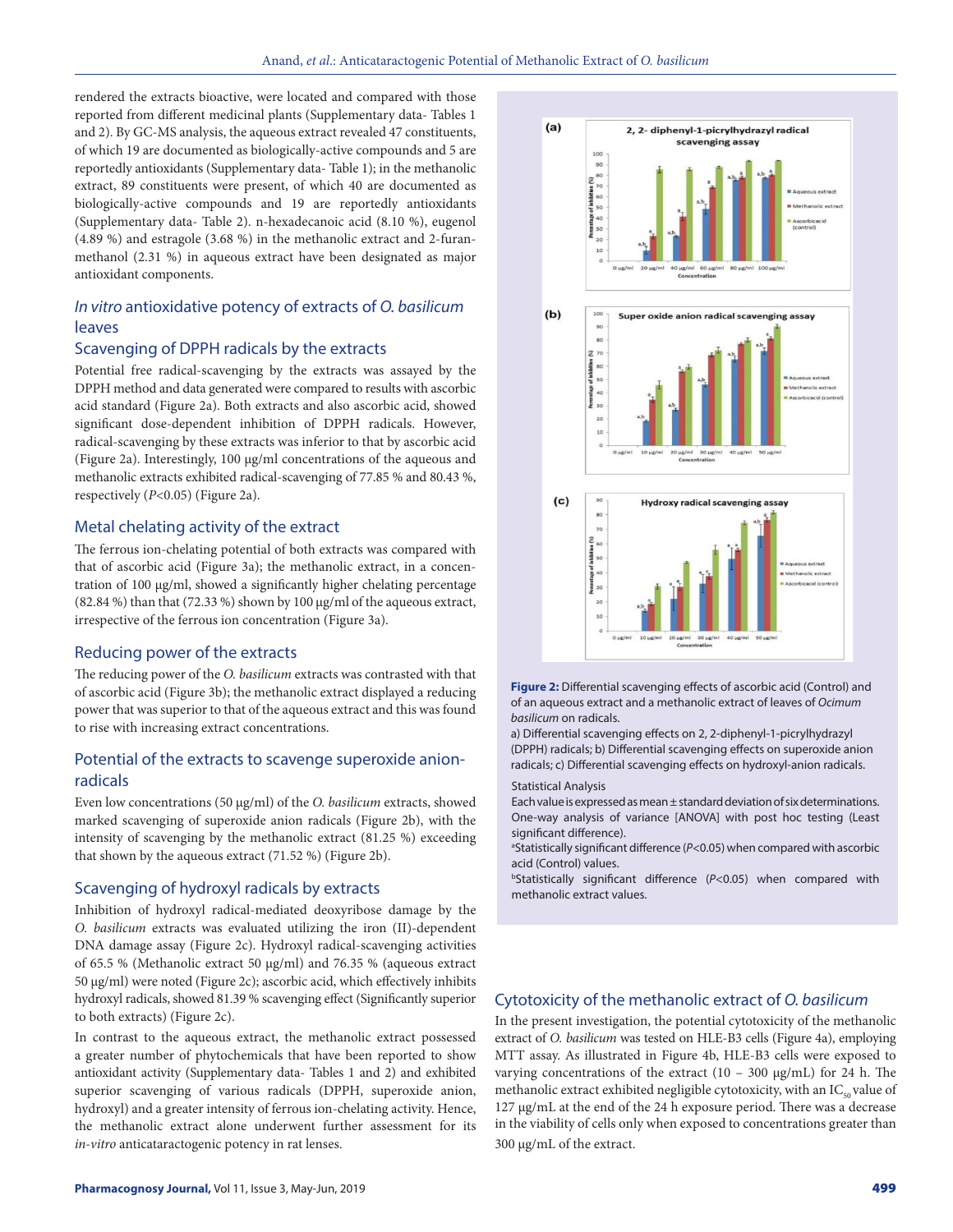rendered the extracts bioactive, were located and compared with those reported from different medicinal plants (Supplementary data- Tables 1 and 2). By GC-MS analysis, the aqueous extract revealed 47 constituents, of which 19 are documented as biologically-active compounds and 5 are reportedly antioxidants (Supplementary data- Table 1); in the methanolic extract, 89 constituents were present, of which 40 are documented as biologically-active compounds and 19 are reportedly antioxidants (Supplementary data- Table 2). n-hexadecanoic acid (8.10 %), eugenol (4.89 %) and estragole (3.68 %) in the methanolic extract and 2-furan-methanol (2.31 %) in aqueous extract have been designated as major antioxidant components.

## *In vitro* antioxidative potency of extracts of *O. basilicum* leaves

### Scavenging of DPPH radicals by the extracts

Potential free radical-scavenging by the extracts was assayed by the DPPH method and data generated were compared to results with ascorbic acid standard (Figure 2a). Both extracts and also ascorbic acid, showed significant dose-dependent inhibition of DPPH radicals. However, radical-scavenging by these extracts was inferior to that by ascorbic acid (Figure 2a). Interestingly, 100 µg/ml concentrations of the aqueous and methanolic extracts exhibited radical-scavenging of 77.85 % and 80.43 %, respectively ($P<0.05$) (Figure 2a).

### Metal chelating activity of the extract

The ferrous ion-chelating potential of both extracts was compared with that of ascorbic acid (Figure 3a); the methanolic extract, in a concentration of 100 µg/ml, showed a significantly higher chelating percentage (82.84 %) than that (72.33 %) shown by 100 µg/ml of the aqueous extract, irrespective of the ferrous ion concentration (Figure 3a).

### Reducing power of the extracts

The reducing power of the *O. basilicum* extracts was contrasted with that of ascorbic acid (Figure 3b); the methanolic extract displayed a reducing power that was superior to that of the aqueous extract and this was found to rise with increasing extract concentrations.

### Potential of the extracts to scavenge superoxide anion-radicals

Even low concentrations (50 µg/ml) of the *O. basilicum* extracts, showed marked scavenging of superoxide anion radicals (Figure 2b), with the intensity of scavenging by the methanolic extract (81.25 %) exceeding that shown by the aqueous extract (71.52 %) (Figure 2b).

### Scavenging of hydroxyl radicals by extracts

Inhibition of hydroxyl radical-mediated deoxyribose damage by the *O. basilicum* extracts was evaluated utilizing the iron (II)-dependent DNA damage assay (Figure 2c). Hydroxyl radical-scavenging activities of 65.5 % (Methanolic extract 50 µg/ml) and 76.35 % (aqueous extract 50 µg/ml) were noted (Figure 2c); ascorbic acid, which effectively inhibits hydroxyl radicals, showed 81.39 % scavenging effect (Significantly superior to both extracts) (Figure 2c).

In contrast to the aqueous extract, the methanolic extract possessed a greater number of phytochemicals that have been reported to show antioxidant activity (Supplementary data- Tables 1 and 2) and exhibited superior scavenging of various radicals (DPPH, superoxide anion, hydroxyl) and a greater intensity of ferrous ion-chelating activity. Hence, the methanolic extract alone underwent further assessment for its *in-vitro* anticataractogenic potency in rat lenses.

**Figure 2:** Differential scavenging effects of ascorbic acid (Control) and of an aqueous extract and a methanolic extract of leaves of *Ocimum basilicum* on radicals.

a) Differential scavenging effects on 2, 2-diphenyl-1-picrylhydrazyl (DPPH) radicals; b) Differential scavenging effects on superoxide anion radicals; c) Differential scavenging effects on hydroxyl-anion radicals.

Statistical Analysis

Each value is expressed as mean ± standard deviation of six determinations. One-way analysis of variance [ANOVA] with post hoc testing (Least significant difference).

[a]Statistically significant difference ($P<0.05$) when compared with ascorbic acid (Control) values.

[b]Statistically significant difference ($P<0.05$) when compared with methanolic extract values.

## Cytotoxicity of the methanolic extract of *O. basilicum*

In the present investigation, the potential cytotoxicity of the methanolic extract of *O. basilicum* was tested on HLE-B3 cells (Figure 4a), employing MTT assay. As illustrated in Figure 4b, HLE-B3 cells were exposed to varying concentrations of the extract (10 – 300 µg/mL) for 24 h. The methanolic extract exhibited negligible cytotoxicity, with an $IC_{50}$ value of 127 µg/mL at the end of the 24 h exposure period. There was a decrease in the viability of cells only when exposed to concentrations greater than 300 µg/mL of the extract.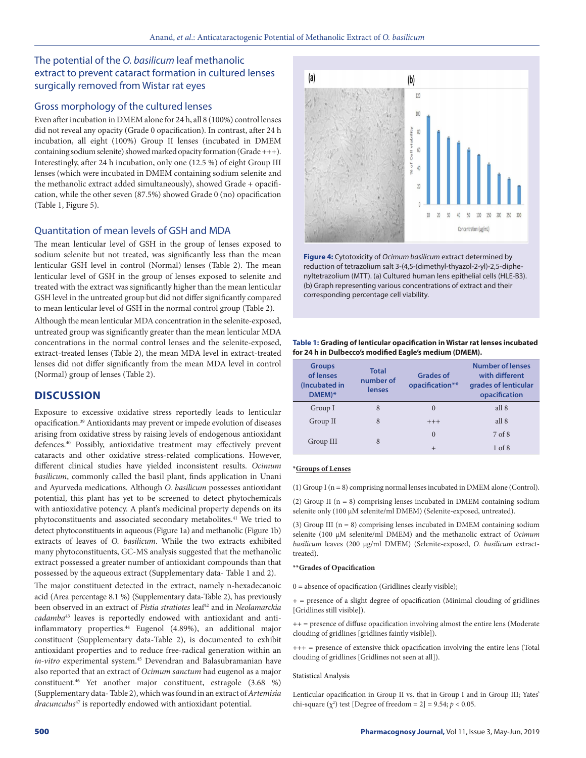## The potential of the *O. basilicum* leaf methanolic extract to prevent cataract formation in cultured lenses surgically removed from Wistar rat eyes

### Gross morphology of the cultured lenses

Even after incubation in DMEM alone for 24 h, all 8 (100%) control lenses did not reveal any opacity (Grade 0 opacification). In contrast, after 24 h incubation, all eight (100%) Group II lenses (incubated in DMEM containing sodium selenite) showed marked opacity formation (Grade +++). Interestingly, after 24 h incubation, only one (12.5 %) of eight Group III lenses (which were incubated in DMEM containing sodium selenite and the methanolic extract added simultaneously), showed Grade + opacification, while the other seven (87.5%) showed Grade 0 (no) opacification (Table 1, Figure 5).

### Quantitation of mean levels of GSH and MDA

The mean lenticular level of GSH in the group of lenses exposed to sodium selenite but not treated, was significantly less than the mean lenticular GSH level in control (Normal) lenses (Table 2). The mean lenticular level of GSH in the group of lenses exposed to selenite and treated with the extract was significantly higher than the mean lenticular GSH level in the untreated group but did not differ significantly compared to mean lenticular level of GSH in the normal control group (Table 2).

Although the mean lenticular MDA concentration in the selenite-exposed, untreated group was significantly greater than the mean lenticular MDA concentrations in the normal control lenses and the selenite-exposed, extract-treated lenses (Table 2), the mean MDA level in extract-treated lenses did not differ significantly from the mean MDA level in control (Normal) group of lenses (Table 2).

## DISCUSSION

Exposure to excessive oxidative stress reportedly leads to lenticular opacification.[39] Antioxidants may prevent or impede evolution of diseases arising from oxidative stress by raising levels of endogenous antioxidant defences.[40] Possibly, antioxidative treatment may effectively prevent cataracts and other oxidative stress-related complications. However, different clinical studies have yielded inconsistent results. *Ocimum basilicum*, commonly called the basil plant, finds application in Unani and Ayurveda medications. Although *O. basilicum* possesses antioxidant potential, this plant has yet to be screened to detect phytochemicals with antioxidative potency. A plant's medicinal property depends on its phytoconstituents and associated secondary metabolites.[41] We tried to detect phytoconstituents in aqueous (Figure 1a) and methanolic (Figure 1b) extracts of leaves of *O. basilicum*. While the two extracts exhibited many phytoconstituents, GC-MS analysis suggested that the methanolic extract possessed a greater number of antioxidant compounds than that possessed by the aqueous extract (Supplementary data- Table 1 and 2).

The major constituent detected in the extract, namely n-hexadecanoic acid (Area percentage 8.1 %) (Supplementary data-Table 2), has previously been observed in an extract of *Pistia stratiotes* leaf[42] and in *Neolamarckia cadamba*[43] leaves is reportedly endowed with antioxidant and anti-inflammatory properties.[44] Eugenol (4.89%), an additional major constituent (Supplementary data-Table 2), is documented to exhibit antioxidant properties and to reduce free-radical generation within an *in-vitro* experimental system.[45] Devendran and Balasubramanian have also reported that an extract of *Ocimum sanctum* had eugenol as a major constituent.[46] Yet another major constituent, estragole (3.68 %) (Supplementary data- Table 2), which was found in an extract of *Artemisia dracunculus*[47] is reportedly endowed with antioxidant potential.

**Figure 4:** Cytotoxicity of *Ocimum basilicum* extract determined by reduction of tetrazolium salt 3-(4,5-(dimethyl-thyazol-2-yl)-2,5-diphenyltetrazolium (MTT). (a) Cultured human lens epithelial cells (HLE-B3). (b) Graph representing various concentrations of extract and their corresponding percentage cell viability.

**Table 1: Grading of lenticular opacification in Wistar rat lenses incubated for 24 h in Dulbecco's modified Eagle's medium (DMEM).**

| Groups of lenses (Incubated in DMEM)* | Total number of lenses | Grades of opacification** | Number of lenses with different grades of lenticular opacification |
|---|---|---|---|
| Group I | 8 | 0 | all 8 |
| Group II | 8 | +++ | all 8 |
| Group III | 8 | 0 | 7 of 8 |
| | | + | 1 of 8 |

*__Groups of Lenses__

(1) Group I (n = 8) comprising normal lenses incubated in DMEM alone (Control).

(2) Group II (n = 8) comprising lenses incubated in DMEM containing sodium selenite only (100 µM selenite/ml DMEM) (Selenite-exposed, untreated).

(3) Group III (n = 8) comprising lenses incubated in DMEM containing sodium selenite (100 µM selenite/ml DMEM) and the methanolic extract of *Ocimum basilicum* leaves (200 µg/ml DMEM) (Selenite-exposed, *O. basilicum* extract-treated).

****Grades of Opacification**

0 = absence of opacification (Gridlines clearly visible);

+ = presence of a slight degree of opacification (Minimal clouding of gridlines [Gridlines still visible]).

++ = presence of diffuse opacification involving almost the entire lens (Moderate clouding of gridlines [gridlines faintly visible]).

+++ = presence of extensive thick opacification involving the entire lens (Total clouding of gridlines [Gridlines not seen at all]).

Statistical Analysis

Lenticular opacification in Group II vs. that in Group I and in Group III; Yates' chi-square ($\chi^2$) test [Degree of freedom = 2] = 9.54; $p < 0.05$.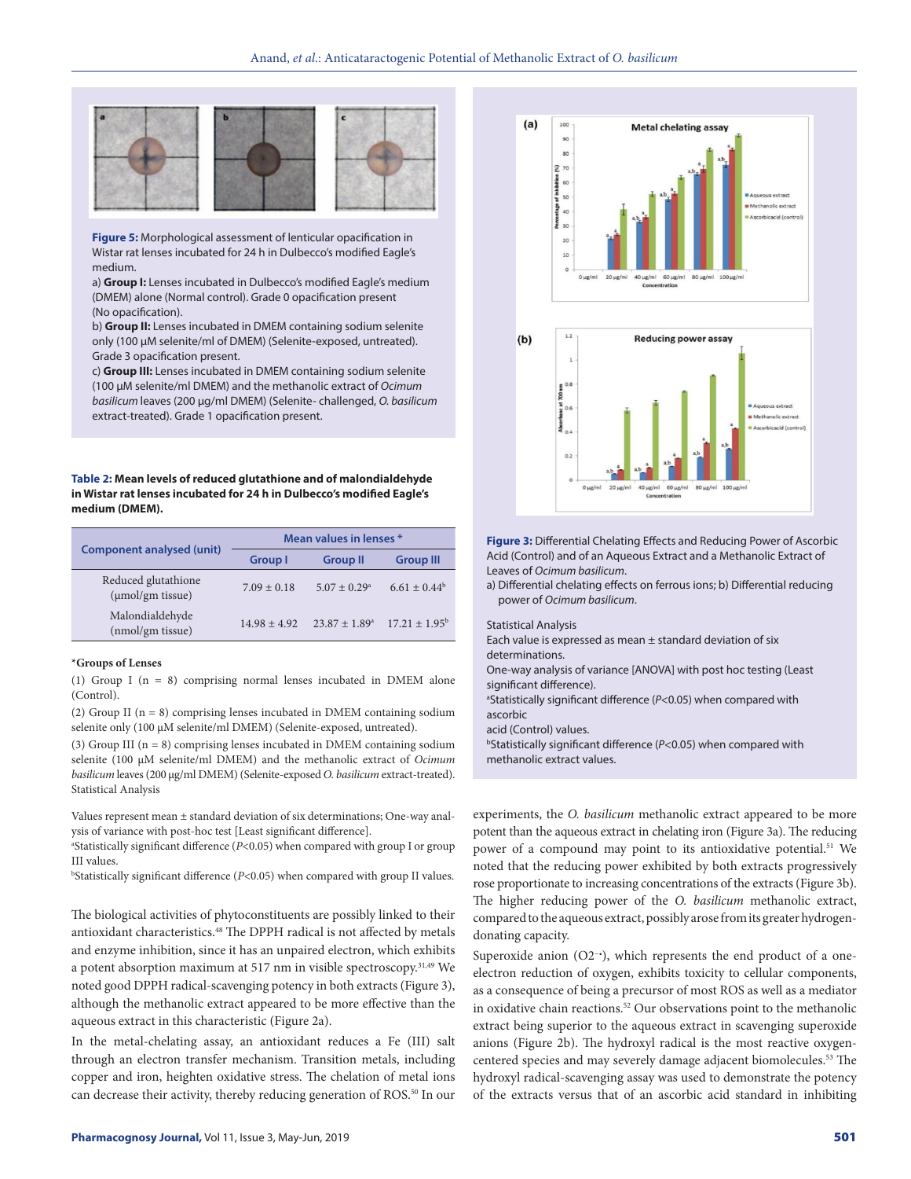**Figure 5:** Morphological assessment of lenticular opacification in Wistar rat lenses incubated for 24 h in Dulbecco's modified Eagle's medium.

a) **Group I:** Lenses incubated in Dulbecco's modified Eagle's medium (DMEM) alone (Normal control). Grade 0 opacification present (No opacification).

b) **Group II:** Lenses incubated in DMEM containing sodium selenite only (100 µM selenite/ml of DMEM) (Selenite-exposed, untreated). Grade 3 opacification present.

c) **Group III:** Lenses incubated in DMEM containing sodium selenite (100 µM selenite/ml DMEM) and the methanolic extract of *Ocimum basilicum* leaves (200 µg/ml DMEM) (Selenite- challenged, *O. basilicum* extract-treated). Grade 1 opacification present.

**Table 2: Mean levels of reduced glutathione and of malondialdehyde in Wistar rat lenses incubated for 24 h in Dulbecco's modified Eagle's medium (DMEM).**

| Component analysed (unit) | Mean values in lenses * | | |
|---|---|---|---|
| | Group I | Group II | Group III |
| Reduced glutathione (µmol/gm tissue) | 7.09 ± 0.18 | 5.07 ± 0.29[a] | 6.61 ± 0.44[b] |
| Malondialdehyde (nmol/gm tissue) | 14.98 ± 4.92 | 23.87 ± 1.89[a] | 17.21 ± 1.95[b] |

*Groups of Lenses

(1) Group I (n = 8) comprising normal lenses incubated in DMEM alone (Control).

(2) Group II (n = 8) comprising lenses incubated in DMEM containing sodium selenite only (100 µM selenite/ml DMEM) (Selenite-exposed, untreated).

(3) Group III (n = 8) comprising lenses incubated in DMEM containing sodium selenite (100 µM selenite/ml DMEM) and the methanolic extract of *Ocimum basilicum* leaves (200 µg/ml DMEM) (Selenite-exposed *O. basilicum* extract-treated).

Statistical Analysis

Values represent mean ± standard deviation of six determinations; One-way analysis of variance with post-hoc test [Least significant difference].

[a]Statistically significant difference ($P<0.05$) when compared with group I or group III values.

[b]Statistically significant difference ($P<0.05$) when compared with group II values.

The biological activities of phytoconstituents are possibly linked to their antioxidant characteristics.[48] The DPPH radical is not affected by metals and enzyme inhibition, since it has an unpaired electron, which exhibits a potent absorption maximum at 517 nm in visible spectroscopy.[31,49] We noted good DPPH radical-scavenging potency in both extracts (Figure 3), although the methanolic extract appeared to be more effective than the aqueous extract in this characteristic (Figure 2a).

In the metal-chelating assay, an antioxidant reduces a Fe (III) salt through an electron transfer mechanism. Transition metals, including copper and iron, heighten oxidative stress. The chelation of metal ions can decrease their activity, thereby reducing generation of ROS.[50] In our experiments, the *O. basilicum* methanolic extract appeared to be more potent than the aqueous extract in chelating iron (Figure 3a). The reducing power of a compound may point to its antioxidative potential.[51] We noted that the reducing power exhibited by both extracts progressively rose proportionate to increasing concentrations of the extracts (Figure 3b). The higher reducing power of the *O. basilicum* methanolic extract, compared to the aqueous extract, possibly arose from its greater hydrogen-donating capacity.

**Figure 3:** Differential Chelating Effects and Reducing Power of Ascorbic Acid (Control) and of an Aqueous Extract and a Methanolic Extract of Leaves of *Ocimum basilicum*.

a) Differential chelating effects on ferrous ions; b) Differential reducing power of *Ocimum basilicum*.

Statistical Analysis

Each value is expressed as mean ± standard deviation of six determinations.

One-way analysis of variance [ANOVA] with post hoc testing (Least significant difference).

[a]Statistically significant difference ($P<0.05$) when compared with ascorbic acid (Control) values.

[b]Statistically significant difference ($P<0.05$) when compared with methanolic extract values.

Superoxide anion ($O_2^{-\bullet}$), which represents the end product of a one-electron reduction of oxygen, exhibits toxicity to cellular components, as a consequence of being a precursor of most ROS as well as a mediator in oxidative chain reactions.[52] Our observations point to the methanolic extract being superior to the aqueous extract in scavenging superoxide anions (Figure 2b). The hydroxyl radical is the most reactive oxygen-centered species and may severely damage adjacent biomolecules.[53] The hydroxyl radical-scavenging assay was used to demonstrate the potency of the extracts versus that of an ascorbic acid standard in inhibiting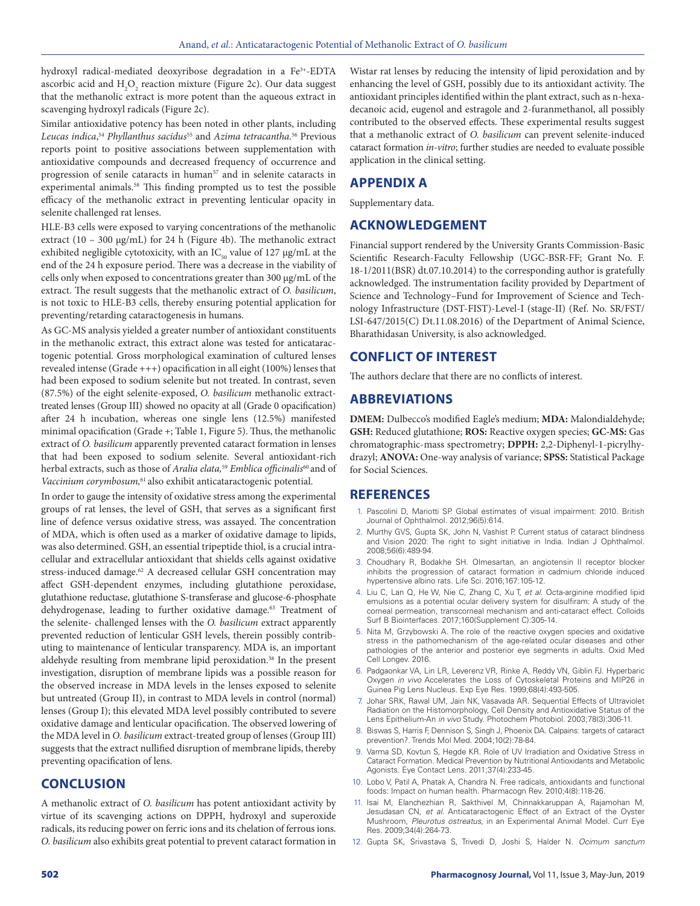hydroxyl radical-mediated deoxyribose degradation in a $Fe^{3+}$-EDTA ascorbic acid and $H_2O_2$ reaction mixture (Figure 2c). Our data suggest that the methanolic extract is more potent than the aqueous extract in scavenging hydroxyl radicals (Figure 2c).

Similar antioxidative potency has been noted in other plants, including *Leucas indica*,[54] *Phyllanthus sacidus*[55] and *Azima tetracantha*.[56] Previous reports point to positive associations between supplementation with antioxidative compounds and decreased frequency of occurrence and progression of senile cataracts in human[57] and in selenite cataracts in experimental animals.[58] This finding prompted us to test the possible efficacy of the methanolic extract in preventing lenticular opacity in selenite challenged rat lenses.

HLE-B3 cells were exposed to varying concentrations of the methanolic extract (10 – 300 µg/mL) for 24 h (Figure 4b). The methanolic extract exhibited negligible cytotoxicity, with an $IC_{50}$ value of 127 µg/mL at the end of the 24 h exposure period. There was a decrease in the viability of cells only when exposed to concentrations greater than 300 µg/mL of the extract. The result suggests that the methanolic extract of *O. basilicum*, is not toxic to HLE-B3 cells, thereby ensuring potential application for preventing/retarding cataractogenesis in humans.

As GC-MS analysis yielded a greater number of antioxidant constituents in the methanolic extract, this extract alone was tested for anticataractogenic potential. Gross morphological examination of cultured lenses revealed intense (Grade +++) opacification in all eight (100%) lenses that had been exposed to sodium selenite but not treated. In contrast, seven (87.5%) of the eight selenite-exposed, *O. basilicum* methanolic extract-treated lenses (Group III) showed no opacity at all (Grade 0 opacification) after 24 h incubation, whereas one single lens (12.5%) manifested minimal opacification (Grade +; Table 1, Figure 5). Thus, the methanolic extract of *O. basilicum* apparently prevented cataract formation in lenses that had been exposed to sodium selenite. Several antioxidant-rich herbal extracts, such as those of *Aralia elata*,[59] *Emblica officinalis*[60] and of *Vaccinium corymbosum*,[61] also exhibit anticataractogenic potential.

In order to gauge the intensity of oxidative stress among the experimental groups of rat lenses, the level of GSH, that serves as a significant first line of defence versus oxidative stress, was assayed. The concentration of MDA, which is often used as a marker of oxidative damage to lipids, was also determined. GSH, an essential tripeptide thiol, is a crucial intracellular and extracellular antioxidant that shields cells against oxidative stress-induced damage.[62] A decreased cellular GSH concentration may affect GSH-dependent enzymes, including glutathione peroxidase, glutathione reductase, glutathione S-transferase and glucose-6-phosphate dehydrogenase, leading to further oxidative damage.[63] Treatment of the selenite- challenged lenses with the *O. basilicum* extract apparently prevented reduction of lenticular GSH levels, therein possibly contributing to maintenance of lenticular transparency. MDA is, an important aldehyde resulting from membrane lipid peroxidation.[38] In the present investigation, disruption of membrane lipids was a possible reason for the observed increase in MDA levels in the lenses exposed to selenite but untreated (Group II), in contrast to MDA levels in control (normal) lenses (Group I); this elevated MDA level possibly contributed to severe oxidative damage and lenticular opacification. The observed lowering of the MDA level in *O. basilicum* extract-treated group of lenses (Group III) suggests that the extract nullified disruption of membrane lipids, thereby preventing opacification of lens.

## CONCLUSION

A methanolic extract of *O. basilicum* has potent antioxidant activity by virtue of its scavenging actions on DPPH, hydroxyl and superoxide radicals, its reducing power on ferric ions and its chelation of ferrous ions. *O. basilicum* also exhibits great potential to prevent cataract formation in Wistar rat lenses by reducing the intensity of lipid peroxidation and by enhancing the level of GSH, possibly due to its antioxidant activity. The antioxidant principles identified within the plant extract, such as n-hexadecanoic acid, eugenol and estragole and 2-furanmethanol, all possibly contributed to the observed effects. These experimental results suggest that a methanolic extract of *O. basilicum* can prevent selenite-induced cataract formation *in-vitro*; further studies are needed to evaluate possible application in the clinical setting.

## APPENDIX A

Supplementary data.

## ACKNOWLEDGEMENT

Financial support rendered by the University Grants Commission-Basic Scientific Research-Faculty Fellowship (UGC-BSR-FF; Grant No. F. 18-1/2011(BSR) dt.07.10.2014) to the corresponding author is gratefully acknowledged. The instrumentation facility provided by Department of Science and Technology–Fund for Improvement of Science and Technology Infrastructure (DST-FIST)-Level-I (stage-II) (Ref. No. SR/FST/LSI-647/2015(C) Dt.11.08.2016) of the Department of Animal Science, Bharathidasan University, is also acknowledged.

## CONFLICT OF INTEREST

The authors declare that there are no conflicts of interest.

## ABBREVIATIONS

**DMEM:** Dulbecco's modified Eagle's medium; **MDA:** Malondialdehyde; **GSH:** Reduced glutathione; **ROS:** Reactive oxygen species; **GC-MS:** Gas chromatographic-mass spectrometry; **DPPH:** 2,2-Diphenyl-1-picrylhydrazyl; **ANOVA:** One-way analysis of variance; **SPSS:** Statistical Package for Social Sciences.

## REFERENCES

1. Pascolini D, Mariotti SP. Global estimates of visual impairment: 2010. British Journal of Ophthalmol. 2012;96(5):614.
2. Murthy GVS, Gupta SK, John N, Vashist P. Current status of cataract blindness and Vision 2020: The right to sight initiative in India. Indian J Ophthalmol. 2008;56(6):489-94.
3. Choudhary R, Bodakhe SH. Olmesartan, an angiotensin II receptor blocker inhibits the progression of cataract formation in cadmium chloride induced hypertensive albino rats. Life Sci. 2016;167:105-12.
4. Liu C, Lan Q, He W, Nie C, Zhang C, Xu T, *et al.* Octa-arginine modified lipid emulsions as a potential ocular delivery system for disulfiram: A study of the corneal permeation, transcorneal mechanism and anti-cataract effect. Colloids Surf B Biointerfaces. 2017;160(Supplement C):305-14.
5. Nita M, Grzybowski A. The role of the reactive oxygen species and oxidative stress in the pathomechanism of the age-related ocular diseases and other pathologies of the anterior and posterior eye segments in adults. Oxid Med Cell Longev. 2016.
6. Padgaonkar VA, Lin LR, Leverenz VR, Rinke A, Reddy VN, Giblin FJ. Hyperbaric Oxygen *in vivo* Accelerates the Loss of Cytoskeletal Proteins and MIP26 in Guinea Pig Lens Nucleus. Exp Eye Res. 1999;68(4):493-505.
7. Johar SRK, Rawal UM, Jain NK, Vasavada AR. Sequential Effects of Ultraviolet Radiation on the Histomorphology, Cell Density and Antioxidative Status of the Lens Epithelium-An *in vivo* Study. Photochem Photobiol. 2003;78(3):306-11.
8. Biswas S, Harris F, Dennison S, Singh J, Phoenix DA. Calpains: targets of cataract prevention?. Trends Mol Med. 2004;10(2):78-84.
9. Varma SD, Kovtun S, Hegde KR. Role of UV Irradiation and Oxidative Stress in Cataract Formation. Medical Prevention by Nutritional Antioxidants and Metabolic Agonists. Eye Contact Lens. 2011;37(4):233-45.
10. Lobo V, Patil A, Phatak A, Chandra N. Free radicals, antioxidants and functional foods: Impact on human health. Pharmacogn Rev. 2010;4(8):118-26.
11. Isai M, Elanchezhian R, Sakthivel M, Chinnakkaruppan A, Rajamohan M, Jesudasan CN, *et al.* Anticataractogenic Effect of an Extract of the Oyster Mushroom, *Pleurotus ostreatus*, in an Experimental Animal Model. Curr Eye Res. 2009;34(4):264-73.
12. Gupta SK, Srivastava S, Trivedi D, Joshi S, Halder N. *Ocimum sanctum*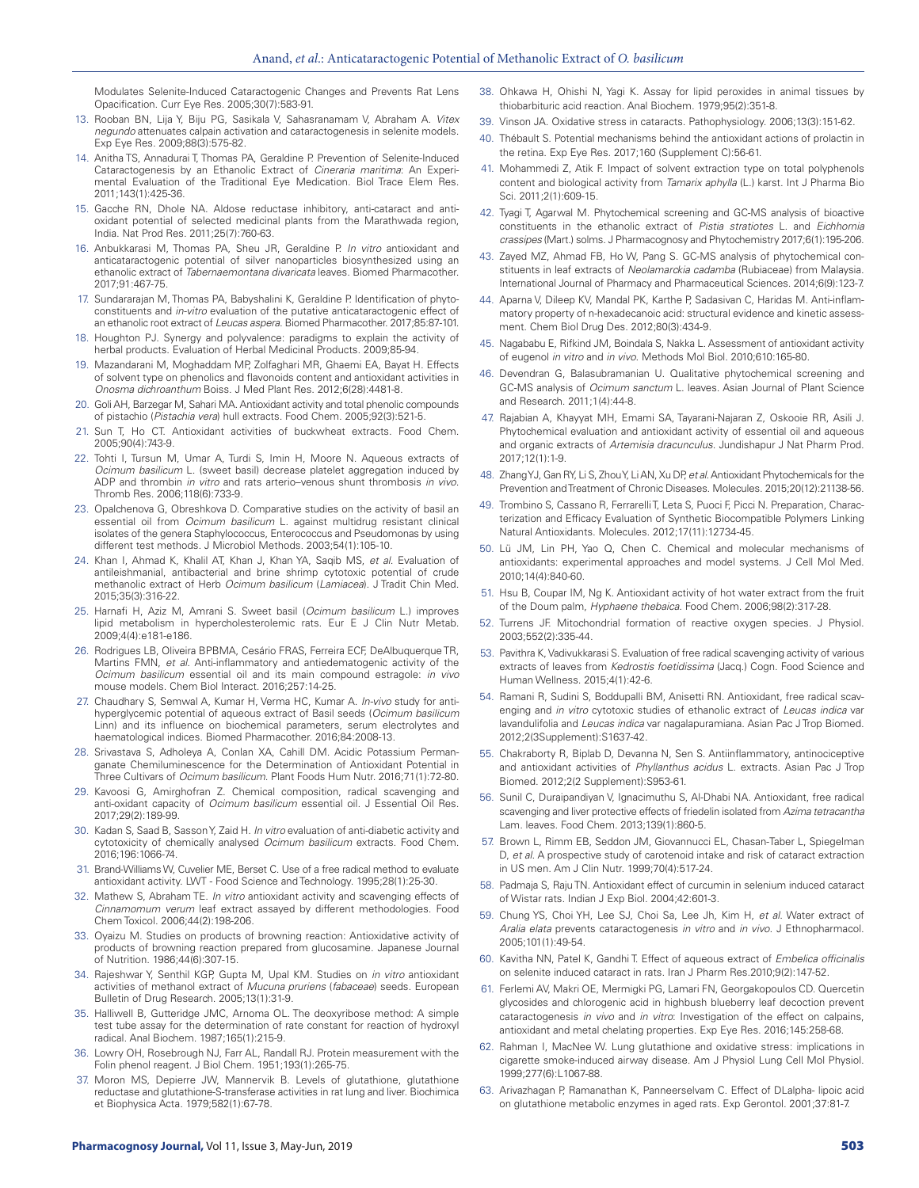Modulates Selenite-Induced Cataractogenic Changes and Prevents Rat Lens Opacification. Curr Eye Res. 2005;30(7):583-91.

13. Rooban BN, Lija Y, Biju PG, Sasikala V, Sahasranamam V, Abraham A. *Vitex negundo* attenuates calpain activation and cataractogenesis in selenite models. Exp Eye Res. 2009;88(3):575-82.
14. Anitha TS, Annadurai T, Thomas PA, Geraldine P. Prevention of Selenite-Induced Cataractogenesis by an Ethanolic Extract of *Cineraria maritima*: An Experimental Evaluation of the Traditional Eye Medication. Biol Trace Elem Res. 2011;143(1):425-36.
15. Gacche RN, Dhole NA. Aldose reductase inhibitory, anti-cataract and antioxidant potential of selected medicinal plants from the Marathwada region, India. Nat Prod Res. 2011;25(7):760-63.
16. Anbukkarasi M, Thomas PA, Sheu JR, Geraldine P. *In vitro* antioxidant and anticataractogenic potential of silver nanoparticles biosynthesized using an ethanolic extract of *Tabernaemontana divaricata* leaves. Biomed Pharmacother. 2017;91:467-75.
17. Sundararajan M, Thomas PA, Babyshalini K, Geraldine P. Identification of phytoconstituents and *in-vitro* evaluation of the putative anticataractogenic effect of an ethanolic root extract of *Leucas aspera*. Biomed Pharmacother. 2017;85:87-101.
18. Houghton PJ. Synergy and polyvalence: paradigms to explain the activity of herbal products. Evaluation of Herbal Medicinal Products. 2009;85-94.
19. Mazandarani M, Moghaddam MP, Zolfaghari MR, Ghaemi EA, Bayat H. Effects of solvent type on phenolics and flavonoids content and antioxidant activities in *Onosma dichroanthum* Boiss. J Med Plant Res. 2012;6(28):4481-8.
20. Goli AH, Barzegar M, Sahari MA. Antioxidant activity and total phenolic compounds of pistachio (*Pistachia vera*) hull extracts. Food Chem. 2005;92(3):521-5.
21. Sun T, Ho CT. Antioxidant activities of buckwheat extracts. Food Chem. 2005;90(4):743-9.
22. Tohti I, Tursun M, Umar A, Turdi S, Imin H, Moore N. Aqueous extracts of *Ocimum basilicum* L. (sweet basil) decrease platelet aggregation induced by ADP and thrombin *in vitro* and rats arterio–venous shunt thrombosis *in vivo*. Thromb Res. 2006;118(6):733-9.
23. Opalchenova G, Obreshkova D. Comparative studies on the activity of basil an essential oil from *Ocimum basilicum* L. against multidrug resistant clinical isolates of the genera Staphylococcus, Enterococcus and Pseudomonas by using different test methods. J Microbiol Methods. 2003;54(1):105-10.
24. Khan I, Ahmad K, Khalil AT, Khan J, Khan YA, Saqib MS, *et al.* Evaluation of antileishmanial, antibacterial and brine shrimp cytotoxic potential of crude methanolic extract of Herb *Ocimum basilicum* (*Lamiacea*). J Tradit Chin Med. 2015;35(3):316-22.
25. Harnafi H, Aziz M, Amrani S. Sweet basil (*Ocimum basilicum* L.) improves lipid metabolism in hypercholesterolemic rats. Eur E J Clin Nutr Metab. 2009;4(4):e181-e186.
26. Rodrigues LB, Oliveira BPBMA, Cesário FRAS, Ferreira ECF, DeAlbuquerque TR, Martins FMN, *et al.* Anti-inflammatory and antiedematogenic activity of the *Ocimum basilicum* essential oil and its main compound estragole: *in vivo* mouse models. Chem Biol Interact. 2016;257:14-25.
27. Chaudhary S, Semwal A, Kumar H, Verma HC, Kumar A. *In-vivo* study for anti-hyperglycemic potential of aqueous extract of Basil seeds (*Ocimum basilicum* Linn) and its influence on biochemical parameters, serum electrolytes and haematological indices. Biomed Pharmacother. 2016;84:2008-13.
28. Srivastava S, Adholeya A, Conlan XA, Cahill DM. Acidic Potassium Permanganate Chemiluminescence for the Determination of Antioxidant Potential in Three Cultivars of *Ocimum basilicum*. Plant Foods Hum Nutr. 2016;71(1):72-80.
29. Kavoosi G, Amirghofran Z. Chemical composition, radical scavenging and anti-oxidant capacity of *Ocimum basilicum* essential oil. J Essential Oil Res. 2017;29(2):189-99.
30. Kadan S, Saad B, Sasson Y, Zaid H. *In vitro* evaluation of anti-diabetic activity and cytotoxicity of chemically analysed *Ocimum basilicum* extracts. Food Chem. 2016;196:1066-74.
31. Brand-Williams W, Cuvelier ME, Berset C. Use of a free radical method to evaluate antioxidant activity. LWT - Food Science and Technology. 1995;28(1):25-30.
32. Mathew S, Abraham TE. *In vitro* antioxidant activity and scavenging effects of *Cinnamomum verum* leaf extract assayed by different methodologies. Food Chem Toxicol. 2006;44(2):198-206.
33. Oyaizu M. Studies on products of browning reaction: Antioxidative activity of products of browning reaction prepared from glucosamine. Japanese Journal of Nutrition. 1986;44(6):307-15.
34. Rajeshwar Y, Senthil KGP, Gupta M, Upal KM. Studies on *in vitro* antioxidant activities of methanol extract of *Mucuna pruriens* (*fabaceae*) seeds. European Bulletin of Drug Research. 2005;13(1):31-9.
35. Halliwell B, Gutteridge JMC, Arnoma OL. The deoxyribose method: A simple test tube assay for the determination of rate constant for reaction of hydroxyl radical. Anal Biochem. 1987;165(1):215-9.
36. Lowry OH, Rosebrough NJ, Farr AL, Randall RJ. Protein measurement with the Folin phenol reagent. J Biol Chem. 1951;193(1):265-75.
37. Moron MS, Depierre JW, Mannervik B. Levels of glutathione, glutathione reductase and glutathione-S-transferase activities in rat lung and liver. Biochimica et Biophysica Acta. 1979;582(1):67-78.
38. Ohkawa H, Ohishi N, Yagi K. Assay for lipid peroxides in animal tissues by thiobarbituric acid reaction. Anal Biochem. 1979;95(2):351-8.
39. Vinson JA. Oxidative stress in cataracts. Pathophysiology. 2006;13(3):151-62.
40. Thébault S. Potential mechanisms behind the antioxidant actions of prolactin in the retina. Exp Eye Res. 2017;160 (Supplement C):56-61.
41. Mohammedi Z, Atik F. Impact of solvent extraction type on total polyphenols content and biological activity from *Tamarix aphylla* (L.) karst. Int J Pharma Bio Sci. 2011;2(1):609-15.
42. Tyagi T, Agarwal M. Phytochemical screening and GC-MS analysis of bioactive constituents in the ethanolic extract of *Pistia stratiotes* L. and *Eichhornia crassipes* (Mart.) solms. J Pharmacognosy and Phytochemistry 2017;6(1):195-206.
43. Zayed MZ, Ahmad FB, Ho W, Pang S. GC-MS analysis of phytochemical constituents in leaf extracts of *Neolamarckia cadamba* (Rubiaceae) from Malaysia. International Journal of Pharmacy and Pharmaceutical Sciences. 2014;6(9):123-7.
44. Aparna V, Dileep KV, Mandal PK, Karthe P, Sadasivan C, Haridas M. Anti-inflammatory property of n-hexadecanoic acid: structural evidence and kinetic assessment. Chem Biol Drug Des. 2012;80(3):434-9.
45. Nagababu E, Rifkind JM, Boindala S, Nakka L. Assessment of antioxidant activity of eugenol *in vitro* and *in vivo*. Methods Mol Biol. 2010;610:165-80.
46. Devendran G, Balasubramanian U. Qualitative phytochemical screening and GC-MS analysis of *Ocimum sanctum* L. leaves. Asian Journal of Plant Science and Research. 2011;1(4):44-8.
47. Rajabian A, Khayyat MH, Emami SA, Tayarani-Najaran Z, Oskooie RR, Asili J. Phytochemical evaluation and antioxidant activity of essential oil and aqueous and organic extracts of *Artemisia dracunculus*. Jundishapur J Nat Pharm Prod. 2017;12(1):1-9.
48. Zhang YJ, Gan RY, Li S, Zhou Y, Li AN, Xu DP, *et al.* Antioxidant Phytochemicals for the Prevention and Treatment of Chronic Diseases. Molecules. 2015;20(12):21138-56.
49. Trombino S, Cassano R, Ferrarelli T, Leta S, Puoci F, Picci N. Preparation, Characterization and Efficacy Evaluation of Synthetic Biocompatible Polymers Linking Natural Antioxidants. Molecules. 2012;17(11):12734-45.
50. Lü JM, Lin PH, Yao Q, Chen C. Chemical and molecular mechanisms of antioxidants: experimental approaches and model systems. J Cell Mol Med. 2010;14(4):840-60.
51. Hsu B, Coupar IM, Ng K. Antioxidant activity of hot water extract from the fruit of the Doum palm, *Hyphaene thebaica*. Food Chem. 2006;98(2):317-28.
52. Turrens JF. Mitochondrial formation of reactive oxygen species. J Physiol. 2003;552(2):335-44.
53. Pavithra K, Vadivukkarasi S. Evaluation of free radical scavenging activity of various extracts of leaves from *Kedrostis foetidissima* (Jacq.) Cogn. Food Science and Human Wellness. 2015;4(1):42-6.
54. Ramani R, Sudini S, Boddupalli BM, Anisetti RN. Antioxidant, free radical scavenging and *in vitro* cytotoxic studies of ethanolic extract of *Leucas indica* var lavandulifolia and *Leucas indica* var nagalapuramiana. Asian Pac J Trop Biomed. 2012;2(3Supplement):S1637-42.
55. Chakraborty R, Biplab D, Devanna N, Sen S. Antiinflammatory, antinociceptive and antioxidant activities of *Phyllanthus acidus* L. extracts. Asian Pac J Trop Biomed. 2012;2(2 Supplement):S953-61.
56. Sunil C, Duraipandiyan V, Ignacimuthu S, Al-Dhabi NA. Antioxidant, free radical scavenging and liver protective effects of friedelin isolated from *Azima tetracantha* Lam. leaves. Food Chem. 2013;139(1):860-5.
57. Brown L, Rimm EB, Seddon JM, Giovannucci EL, Chasan-Taber L, Spiegelman D, *et al.* A prospective study of carotenoid intake and risk of cataract extraction in US men. Am J Clin Nutr. 1999;70(4):517-24.
58. Padmaja S, Raju TN. Antioxidant effect of curcumin in selenium induced cataract of Wistar rats. Indian J Exp Biol. 2004;42:601-3.
59. Chung YS, Choi YH, Lee SJ, Choi Sa, Lee Jh, Kim H, *et al.* Water extract of *Aralia elata* prevents cataractogenesis *in vitro* and *in vivo*. J Ethnopharmacol. 2005;101(1):49-54.
60. Kavitha NN, Patel K, Gandhi T. Effect of aqueous extract of *Embelica officinalis* on selenite induced cataract in rats. Iran J Pharm Res.2010;9(2):147-52.
61. Ferlemi AV, Makri OE, Mermigki PG, Lamari FN, Georgakopoulos CD. Quercetin glycosides and chlorogenic acid in highbush blueberry leaf decoction prevent cataractogenesis *in vivo* and *in vitro*: Investigation of the effect on calpains, antioxidant and metal chelating properties. Exp Eye Res. 2016;145:258-68.
62. Rahman I, MacNee W. Lung glutathione and oxidative stress: implications in cigarette smoke-induced airway disease. Am J Physiol Lung Cell Mol Physiol. 1999;277(6):L1067-88.
63. Arivazhagan P, Ramanathan K, Panneerselvam C. Effect of DLalpha- lipoic acid on glutathione metabolic enzymes in aged rats. Exp Gerontol. 2001;37:81-7.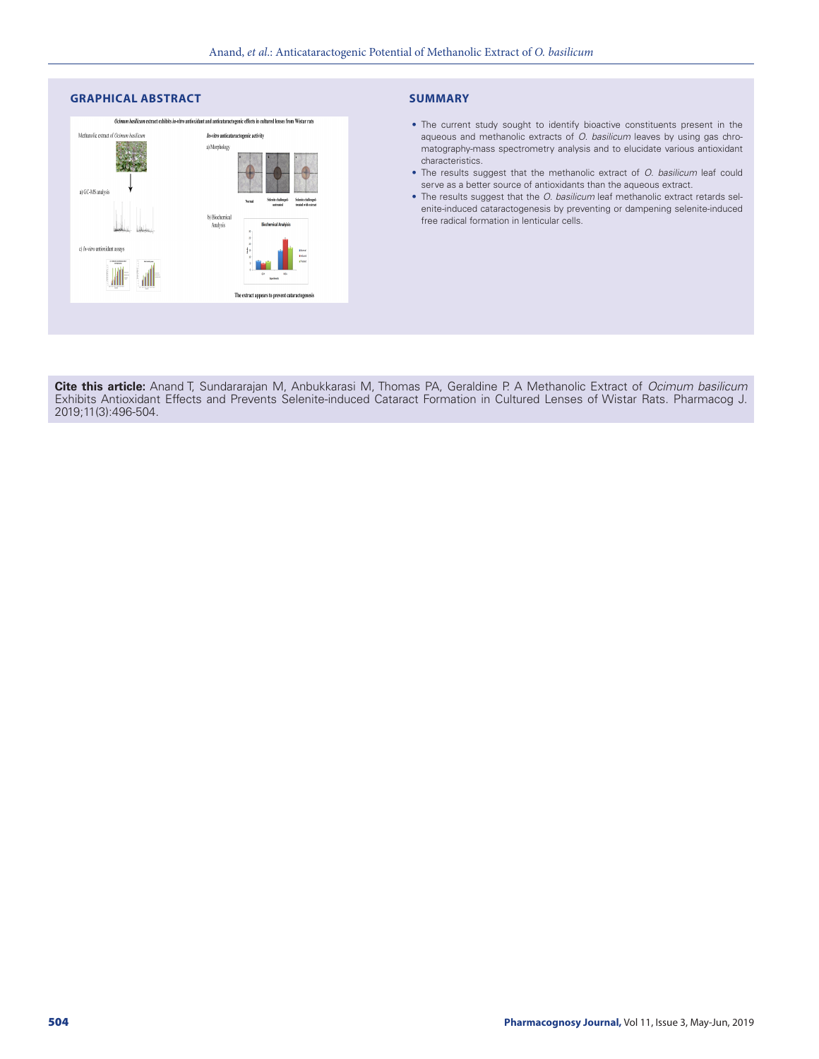## GRAPHICAL ABSTRACT

*Ocimum basilicum* extract exhibits *in-vitro* antioxidant and anticataractogenic effects in cultured lenses from Wistar rats

Methanolic extract of *Ocimum basilicum*

a) GC-MS analysis

c) *In-vitro* antioxidant assays

*In-vitro* anticataractogenic activity

a) Morphology

Normal

Selenite challenged-untreated

Selenite challenged-treated with extract

b) Biochemical Analysis

Biochemical Analysis

The extract appears to prevent cataractogenesis

## SUMMARY

- The current study sought to identify bioactive constituents present in the aqueous and methanolic extracts of *O. basilicum* leaves by using gas chromatography-mass spectrometry analysis and to elucidate various antioxidant characteristics.
- The results suggest that the methanolic extract of *O. basilicum* leaf could serve as a better source of antioxidants than the aqueous extract.
- The results suggest that the *O. basilicum* leaf methanolic extract retards selenite-induced cataractogenesis by preventing or dampening selenite-induced free radical formation in lenticular cells.

**Cite this article:** Anand T, Sundararajan M, Anbukkarasi M, Thomas PA, Geraldine P. A Methanolic Extract of *Ocimum basilicum* Exhibits Antioxidant Effects and Prevents Selenite-induced Cataract Formation in Cultured Lenses of Wistar Rats. Pharmacog J. 2019;11(3):496-504.